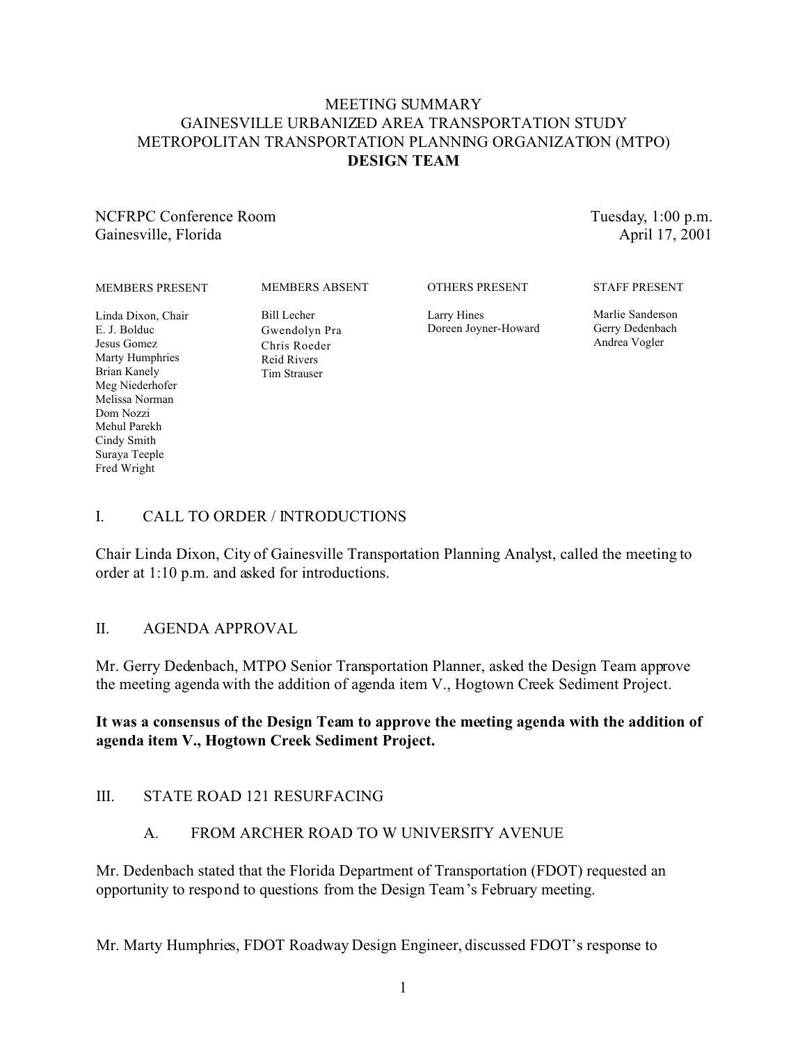# MEETING SUMMARY
# GAINESVILLE URBANIZED AREA TRANSPORTATION STUDY
# METROPOLITAN TRANSPORTATION PLANNING ORGANIZATION (MTPO)
# DESIGN TEAM

NCFRPC Conference Room
Gainesville, Florida

Tuesday, 1:00 p.m.
April 17, 2001

| MEMBERS PRESENT | MEMBERS ABSENT | OTHERS PRESENT | STAFF PRESENT |
|---|---|---|---|
| Linda Dixon, Chair | Bill Lecher | Larry Hines | Marlie Sanderson |
| E. J. Bolduc | Gwendolyn Pra | Doreen Joyner-Howard | Gerry Dedenbach |
| Jesus Gomez | Chris Roeder | | Andrea Vogler |
| Marty Humphries | Reid Rivers | | |
| Brian Kanely | Tim Strauser | | |
| Meg Niederhofer | | | |
| Melissa Norman | | | |
| Dom Nozzi | | | |
| Mehul Parekh | | | |
| Cindy Smith | | | |
| Suraya Teeple | | | |
| Fred Wright | | | |

## I. CALL TO ORDER / INTRODUCTIONS

Chair Linda Dixon, City of Gainesville Transportation Planning Analyst, called the meeting to order at 1:10 p.m. and asked for introductions.

## II. AGENDA APPROVAL

Mr. Gerry Dedenbach, MTPO Senior Transportation Planner, asked the Design Team approve the meeting agenda with the addition of agenda item V., Hogtown Creek Sediment Project.

**It was a consensus of the Design Team to approve the meeting agenda with the addition of agenda item V., Hogtown Creek Sediment Project.**

## III. STATE ROAD 121 RESURFACING

### A. FROM ARCHER ROAD TO W UNIVERSITY AVENUE

Mr. Dedenbach stated that the Florida Department of Transportation (FDOT) requested an opportunity to respond to questions from the Design Team's February meeting.

Mr. Marty Humphries, FDOT Roadway Design Engineer, discussed FDOT's response to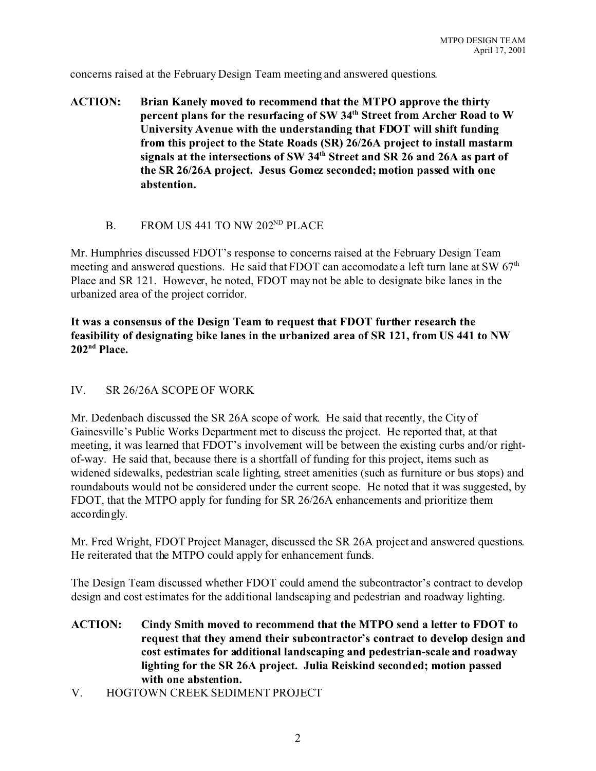concerns raised at the February Design Team meeting and answered questions.

**ACTION: Brian Kanely moved to recommend that the MTPO approve the thirty percent plans for the resurfacing of SW 34th Street from Archer Road to W University Avenue with the understanding that FDOT will shift funding from this project to the State Roads (SR) 26/26A project to install mastarm signals at the intersections of SW 34th Street and SR 26 and 26A as part of the SR 26/26A project. Jesus Gomez seconded; motion passed with one abstention.**

B. FROM US 441 TO NW 202ND PLACE

Mr. Humphries discussed FDOT's response to concerns raised at the February Design Team meeting and answered questions. He said that FDOT can accomodate a left turn lane at SW 67th Place and SR 121. However, he noted, FDOT may not be able to designate bike lanes in the urbanized area of the project corridor.

**It was a consensus of the Design Team to request that FDOT further research the feasibility of designating bike lanes in the urbanized area of SR 121, from US 441 to NW 202nd Place.**

IV. SR 26/26A SCOPE OF WORK

Mr. Dedenbach discussed the SR 26A scope of work. He said that recently, the City of Gainesville's Public Works Department met to discuss the project. He reported that, at that meeting, it was learned that FDOT's involvement will be between the existing curbs and/or right-of-way. He said that, because there is a shortfall of funding for this project, items such as widened sidewalks, pedestrian scale lighting, street amenities (such as furniture or bus stops) and roundabouts would not be considered under the current scope. He noted that it was suggested, by FDOT, that the MTPO apply for funding for SR 26/26A enhancements and prioritize them accordingly.

Mr. Fred Wright, FDOT Project Manager, discussed the SR 26A project and answered questions. He reiterated that the MTPO could apply for enhancement funds.

The Design Team discussed whether FDOT could amend the subcontractor's contract to develop design and cost estimates for the additional landscaping and pedestrian and roadway lighting.

**ACTION: Cindy Smith moved to recommend that the MTPO send a letter to FDOT to request that they amend their subcontractor's contract to develop design and cost estimates for additional landscaping and pedestrian-scale and roadway lighting for the SR 26A project. Julia Reiskind seconded; motion passed with one abstention.**

V. HOGTOWN CREEK SEDIMENT PROJECT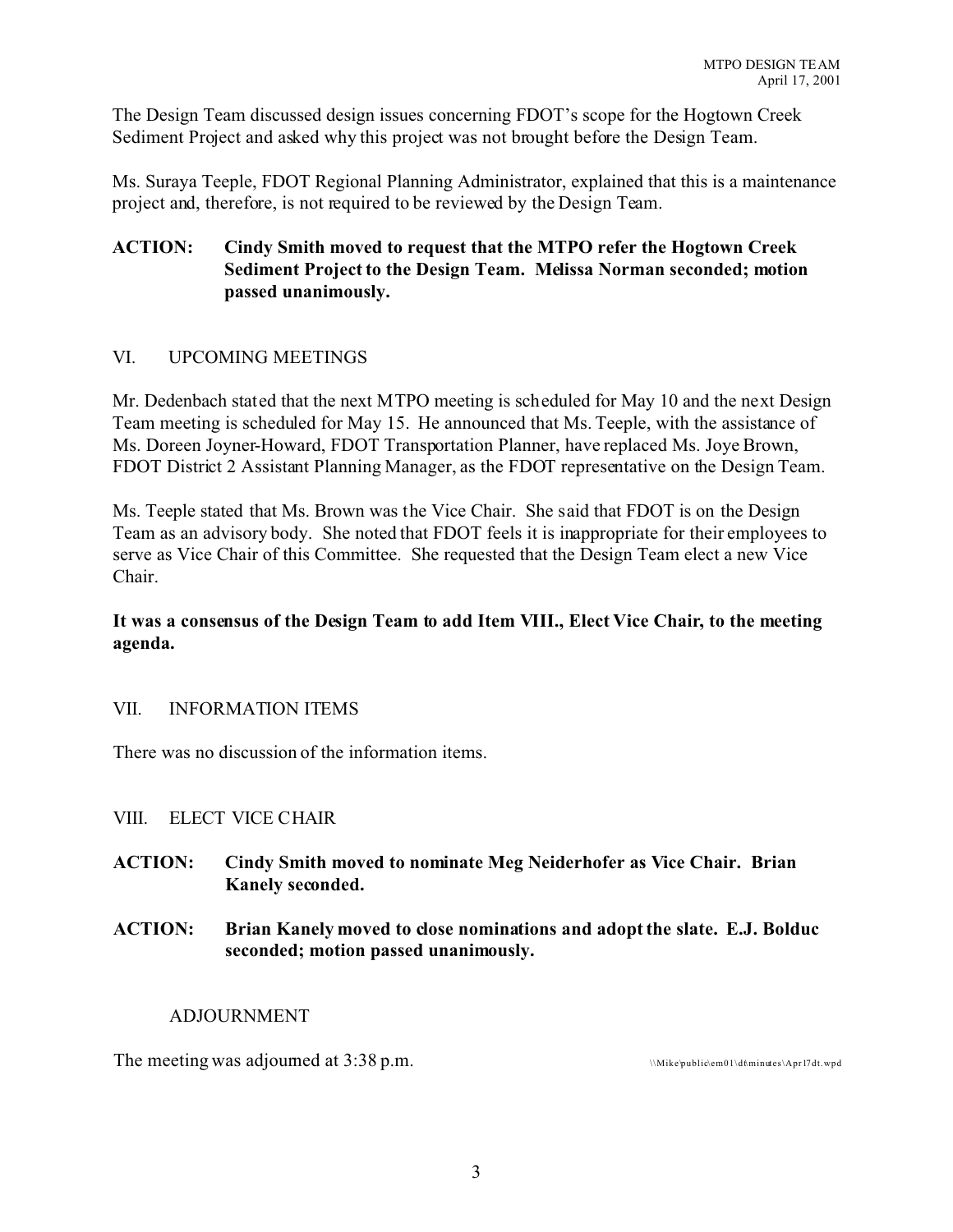The Design Team discussed design issues concerning FDOT's scope for the Hogtown Creek Sediment Project and asked why this project was not brought before the Design Team.

Ms. Suraya Teeple, FDOT Regional Planning Administrator, explained that this is a maintenance project and, therefore, is not required to be reviewed by the Design Team.

**ACTION: Cindy Smith moved to request that the MTPO refer the Hogtown Creek Sediment Project to the Design Team. Melissa Norman seconded; motion passed unanimously.**

## VI. UPCOMING MEETINGS

Mr. Dedenbach stated that the next MTPO meeting is scheduled for May 10 and the next Design Team meeting is scheduled for May 15. He announced that Ms. Teeple, with the assistance of Ms. Doreen Joyner-Howard, FDOT Transportation Planner, have replaced Ms. Joye Brown, FDOT District 2 Assistant Planning Manager, as the FDOT representative on the Design Team.

Ms. Teeple stated that Ms. Brown was the Vice Chair. She said that FDOT is on the Design Team as an advisory body. She noted that FDOT feels it is inappropriate for their employees to serve as Vice Chair of this Committee. She requested that the Design Team elect a new Vice Chair.

**It was a consensus of the Design Team to add Item VIII., Elect Vice Chair, to the meeting agenda.**

## VII. INFORMATION ITEMS

There was no discussion of the information items.

## VIII. ELECT VICE CHAIR

**ACTION: Cindy Smith moved to nominate Meg Neiderhofer as Vice Chair. Brian Kanely seconded.**

**ACTION: Brian Kanely moved to close nominations and adopt the slate. E.J. Bolduc seconded; motion passed unanimously.**

## ADJOURNMENT

The meeting was adjourned at 3:38 p.m.

\\Mike\public\em01\dt\minutes\Apr17dt.wpd